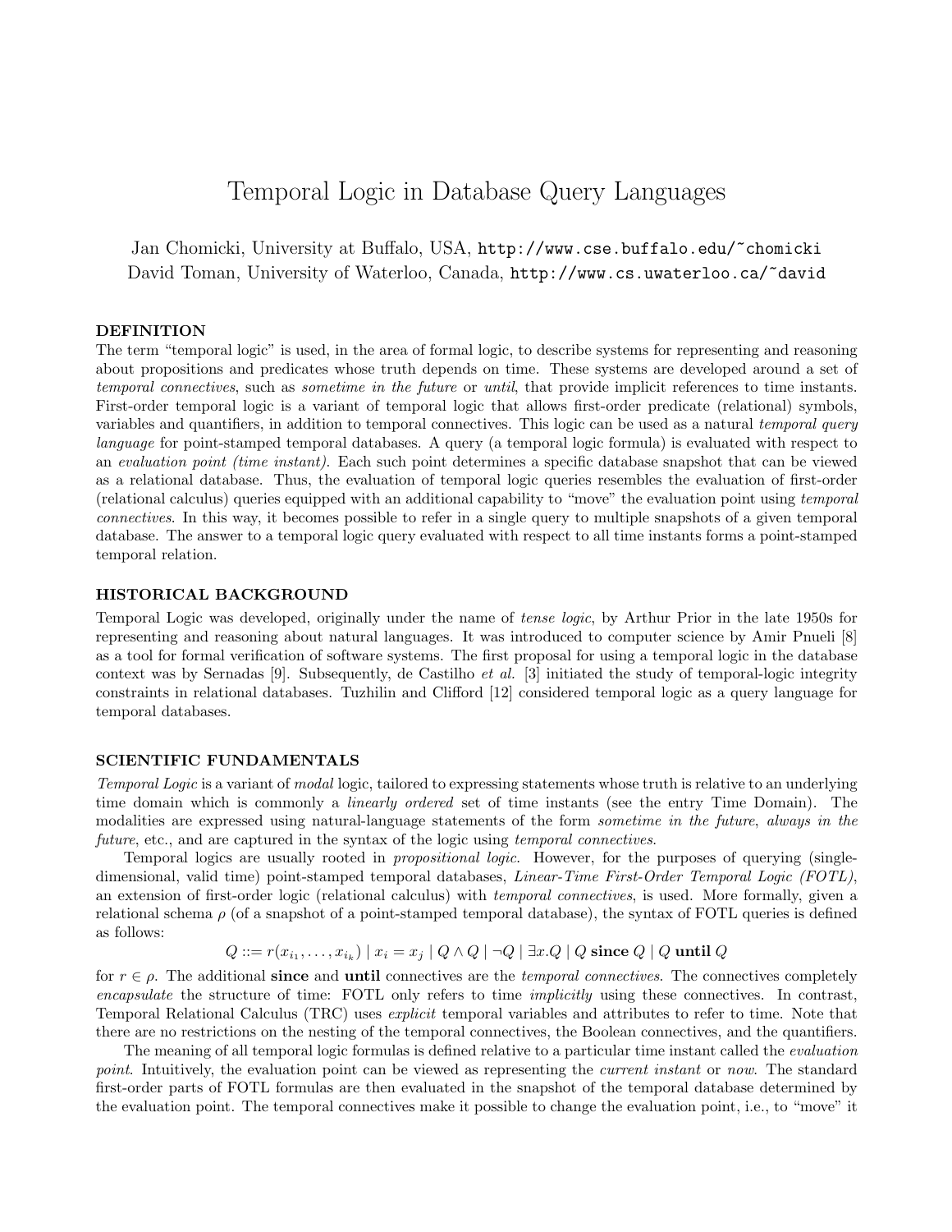# Temporal Logic in Database Query Languages

Jan Chomicki, University at Buffalo, USA, http://www.cse.buffalo.edu/~chomicki
David Toman, University of Waterloo, Canada, http://www.cs.uwaterloo.ca/~david

## DEFINITION

The term "temporal logic" is used, in the area of formal logic, to describe systems for representing and reasoning about propositions and predicates whose truth depends on time. These systems are developed around a set of *temporal connectives*, such as *sometime in the future* or *until*, that provide implicit references to time instants. First-order temporal logic is a variant of temporal logic that allows first-order predicate (relational) symbols, variables and quantifiers, in addition to temporal connectives. This logic can be used as a natural *temporal query language* for point-stamped temporal databases. A query (a temporal logic formula) is evaluated with respect to an *evaluation point (time instant)*. Each such point determines a specific database snapshot that can be viewed as a relational database. Thus, the evaluation of temporal logic queries resembles the evaluation of first-order (relational calculus) queries equipped with an additional capability to "move" the evaluation point using *temporal connectives*. In this way, it becomes possible to refer in a single query to multiple snapshots of a given temporal database. The answer to a temporal logic query evaluated with respect to all time instants forms a point-stamped temporal relation.

## HISTORICAL BACKGROUND

Temporal Logic was developed, originally under the name of *tense logic*, by Arthur Prior in the late 1950s for representing and reasoning about natural languages. It was introduced to computer science by Amir Pnueli [8] as a tool for formal verification of software systems. The first proposal for using a temporal logic in the database context was by Sernadas [9]. Subsequently, de Castilho *et al.* [3] initiated the study of temporal-logic integrity constraints in relational databases. Tuzhilin and Clifford [12] considered temporal logic as a query language for temporal databases.

## SCIENTIFIC FUNDAMENTALS

*Temporal Logic* is a variant of *modal* logic, tailored to expressing statements whose truth is relative to an underlying time domain which is commonly a *linearly ordered* set of time instants (see the entry Time Domain). The modalities are expressed using natural-language statements of the form *sometime in the future*, *always in the future*, etc., and are captured in the syntax of the logic using *temporal connectives*.

Temporal logics are usually rooted in *propositional logic*. However, for the purposes of querying (single-dimensional, valid time) point-stamped temporal databases, *Linear-Time First-Order Temporal Logic (FOTL)*, an extension of first-order logic (relational calculus) with *temporal connectives*, is used. More formally, given a relational schema $\rho$ (of a snapshot of a point-stamped temporal database), the syntax of FOTL queries is defined as follows:

$$Q ::= r(x_{i_1}, \ldots, x_{i_k}) \mid x_i = x_j \mid Q \wedge Q \mid \neg Q \mid \exists x.Q \mid Q \textbf{ since } Q \mid Q \textbf{ until } Q$$

for $r \in \rho$. The additional **since** and **until** connectives are the *temporal connectives*. The connectives completely *encapsulate* the structure of time: FOTL only refers to time *implicitly* using these connectives. In contrast, Temporal Relational Calculus (TRC) uses *explicit* temporal variables and attributes to refer to time. Note that there are no restrictions on the nesting of the temporal connectives, the Boolean connectives, and the quantifiers.

The meaning of all temporal logic formulas is defined relative to a particular time instant called the *evaluation point*. Intuitively, the evaluation point can be viewed as representing the *current instant* or *now*. The standard first-order parts of FOTL formulas are then evaluated in the snapshot of the temporal database determined by the evaluation point. The temporal connectives make it possible to change the evaluation point, i.e., to "move" it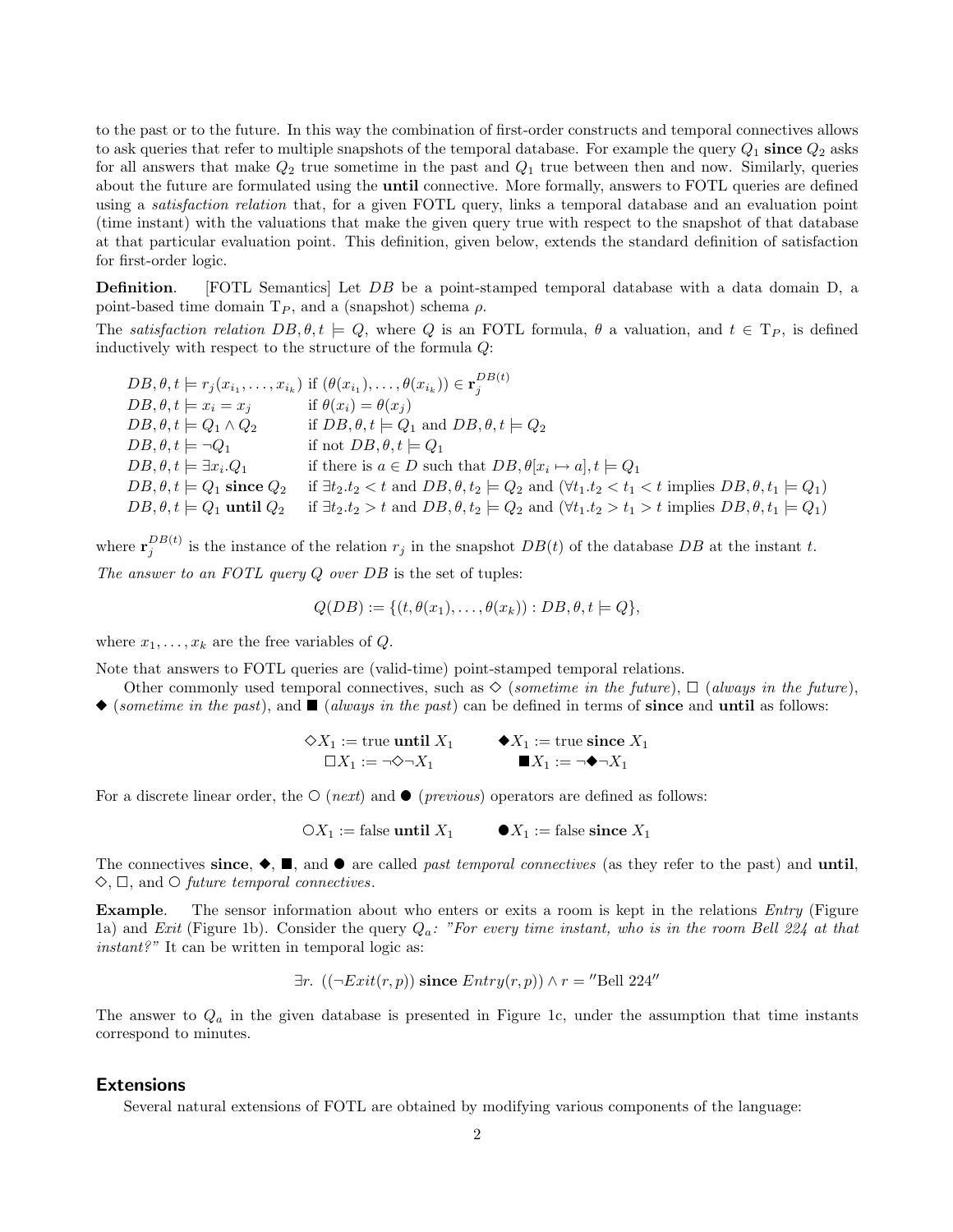to the past or to the future. In this way the combination of first-order constructs and temporal connectives allows to ask queries that refer to multiple snapshots of the temporal database. For example the query $Q_1$ **since** $Q_2$ asks for all answers that make $Q_2$ true sometime in the past and $Q_1$ true between then and now. Similarly, queries about the future are formulated using the **until** connective. More formally, answers to FOTL queries are defined using a *satisfaction relation* that, for a given FOTL query, links a temporal database and an evaluation point (time instant) with the valuations that make the given query true with respect to the snapshot of that database at that particular evaluation point. This definition, given below, extends the standard definition of satisfaction for first-order logic.

**Definition**. [FOTL Semantics] Let $DB$ be a point-stamped temporal database with a data domain D, a point-based time domain $\mathrm{T}_P$, and a (snapshot) schema $\rho$.

The *satisfaction relation* $DB, \theta, t \models Q$, where $Q$ is an FOTL formula, $\theta$ a valuation, and $t \in \mathrm{T}_P$, is defined inductively with respect to the structure of the formula $Q$:

$$
\begin{array}{ll}
DB, \theta, t \models r_j(x_{i_1}, \ldots, x_{i_k}) & \text{if } (\theta(x_{i_1}), \ldots, \theta(x_{i_k})) \in \mathbf{r}_j^{DB(t)} \\
DB, \theta, t \models x_i = x_j & \text{if } \theta(x_i) = \theta(x_j) \\
DB, \theta, t \models Q_1 \wedge Q_2 & \text{if } DB, \theta, t \models Q_1 \text{ and } DB, \theta, t \models Q_2 \\
DB, \theta, t \models \neg Q_1 & \text{if not } DB, \theta, t \models Q_1 \\
DB, \theta, t \models \exists x_i . Q_1 & \text{if there is } a \in D \text{ such that } DB, \theta[x_i \mapsto a], t \models Q_1 \\
DB, \theta, t \models Q_1 \textbf{ since } Q_2 & \text{if } \exists t_2 . t_2 < t \text{ and } DB, \theta, t_2 \models Q_2 \text{ and } (\forall t_1 . t_2 < t_1 < t \text{ implies } DB, \theta, t_1 \models Q_1) \\
DB, \theta, t \models Q_1 \textbf{ until } Q_2 & \text{if } \exists t_2 . t_2 > t \text{ and } DB, \theta, t_2 \models Q_2 \text{ and } (\forall t_1 . t_2 > t_1 > t \text{ implies } DB, \theta, t_1 \models Q_1)
\end{array}
$$

where $\mathbf{r}_j^{DB(t)}$ is the instance of the relation $r_j$ in the snapshot $DB(t)$ of the database $DB$ at the instant $t$.

*The answer to an FOTL query $Q$ over DB* is the set of tuples:

$$Q(DB) := \{(t, \theta(x_1), \ldots, \theta(x_k)) : DB, \theta, t \models Q\},$$

where $x_1, \ldots, x_k$ are the free variables of $Q$.

Note that answers to FOTL queries are (valid-time) point-stamped temporal relations.

Other commonly used temporal connectives, such as $\Diamond$ (*sometime in the future*), $\Box$ (*always in the future*), $\blacklozenge$ (*sometime in the past*), and $\blacksquare$ (*always in the past*) can be defined in terms of **since** and **until** as follows:

$$
\begin{array}{ll}
\Diamond X_1 := \text{true } \textbf{until } X_1 & \quad \blacklozenge X_1 := \text{true } \textbf{since } X_1 \\
\Box X_1 := \neg \Diamond \neg X_1 & \quad \blacksquare X_1 := \neg \blacklozenge \neg X_1
\end{array}
$$

For a discrete linear order, the $\bigcirc$ (*next*) and $\bullet$ (*previous*) operators are defined as follows:

$$\bigcirc X_1 := \text{false } \textbf{until } X_1 \qquad \bullet X_1 := \text{false } \textbf{since } X_1$$

The connectives **since**, $\blacklozenge$, $\blacksquare$, and $\bullet$ are called *past temporal connectives* (as they refer to the past) and **until**, $\Diamond$, $\Box$, and $\bigcirc$ *future temporal connectives*.

**Example**. The sensor information about who enters or exits a room is kept in the relations *Entry* (Figure 1a) and *Exit* (Figure 1b). Consider the query $Q_a$*: "For every time instant, who is in the room Bell 224 at that instant?"* It can be written in temporal logic as:

$$\exists r. \ ((\neg Exit(r, p)) \textbf{ since } Entry(r, p)) \wedge r = \text{''Bell 224''}$$

The answer to $Q_a$ in the given database is presented in Figure 1c, under the assumption that time instants correspond to minutes.

## Extensions

Several natural extensions of FOTL are obtained by modifying various components of the language: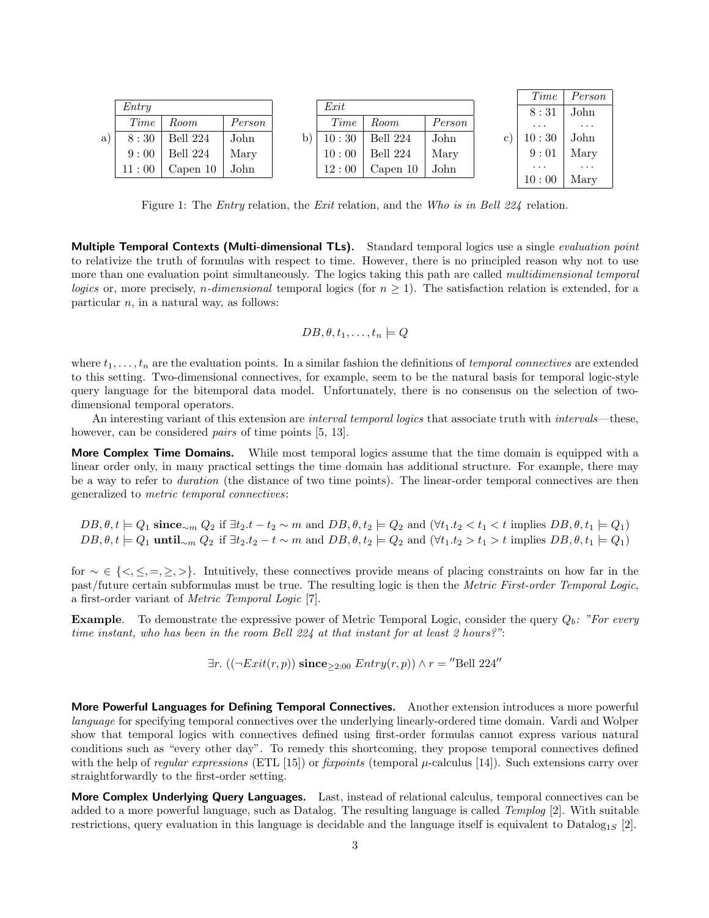a)

| *Entry* | | |
|---|---|---|
| *Time* | *Room* | *Person* |
| 8 : 30 | Bell 224 | John |
| 9 : 00 | Bell 224 | Mary |
| 11 : 00 | Capen 10 | John |

b)

| *Exit* | | |
|---|---|---|
| *Time* | *Room* | *Person* |
| 10 : 30 | Bell 224 | John |
| 10 : 00 | Bell 224 | Mary |
| 12 : 00 | Capen 10 | John |

c)

| *Time* | *Person* |
|---|---|
| 8 : 31 | John |
| ... | ... |
| 10 : 30 | John |
| 9 : 01 | Mary |
| ... | ... |
| 10 : 00 | Mary |

Figure 1: The *Entry* relation, the *Exit* relation, and the *Who is in Bell 224* relation.

**Multiple Temporal Contexts (Multi-dimensional TLs).** Standard temporal logics use a single *evaluation point* to relativize the truth of formulas with respect to time. However, there is no principled reason why not to use more than one evaluation point simultaneously. The logics taking this path are called *multidimensional temporal logics* or, more precisely, *n-dimensional* temporal logics (for $n \geq 1$). The satisfaction relation is extended, for a particular $n$, in a natural way, as follows:

$$DB, \theta, t_1, \ldots, t_n \models Q$$

where $t_1, \ldots, t_n$ are the evaluation points. In a similar fashion the definitions of *temporal connectives* are extended to this setting. Two-dimensional connectives, for example, seem to be the natural basis for temporal logic-style query language for the bitemporal data model. Unfortunately, there is no consensus on the selection of two-dimensional temporal operators.

An interesting variant of this extension are *interval temporal logics* that associate truth with *intervals*—these, however, can be considered *pairs* of time points [5, 13].

**More Complex Time Domains.** While most temporal logics assume that the time domain is equipped with a linear order only, in many practical settings the time domain has additional structure. For example, there may be a way to refer to *duration* (the distance of two time points). The linear-order temporal connectives are then generalized to *metric temporal connectives*:

$$DB, \theta, t \models Q_1 \ \mathbf{since}_{\sim m} \ Q_2 \text{ if } \exists t_2 . t - t_2 \sim m \text{ and } DB, \theta, t_2 \models Q_2 \text{ and } (\forall t_1 . t_2 < t_1 < t \text{ implies } DB, \theta, t_1 \models Q_1)$$
$$DB, \theta, t \models Q_1 \ \mathbf{until}_{\sim m} \ Q_2 \text{ if } \exists t_2 . t_2 - t \sim m \text{ and } DB, \theta, t_2 \models Q_2 \text{ and } (\forall t_1 . t_2 > t_1 > t \text{ implies } DB, \theta, t_1 \models Q_1)$$

for $\sim \in \{<, \leq, =, \geq, >\}$. Intuitively, these connectives provide means of placing constraints on how far in the past/future certain subformulas must be true. The resulting logic is then the *Metric First-order Temporal Logic*, a first-order variant of *Metric Temporal Logic* [7].

**Example**. To demonstrate the expressive power of Metric Temporal Logic, consider the query $Q_b$*: "For every time instant, who has been in the room Bell 224 at that instant for at least 2 hours?"*:

$$\exists r. \ ((\neg Exit(r, p)) \ \mathbf{since}_{\geq 2:00} \ Entry(r, p)) \wedge r = {}''\text{Bell 224}''$$

**More Powerful Languages for Defining Temporal Connectives.** Another extension introduces a more powerful *language* for specifying temporal connectives over the underlying linearly-ordered time domain. Vardi and Wolper show that temporal logics with connectives defined using first-order formulas cannot express various natural conditions such as "every other day". To remedy this shortcoming, they propose temporal connectives defined with the help of *regular expressions* (ETL [15]) or *fixpoints* (temporal $\mu$-calculus [14]). Such extensions carry over straightforwardly to the first-order setting.

**More Complex Underlying Query Languages.** Last, instead of relational calculus, temporal connectives can be added to a more powerful language, such as Datalog. The resulting language is called *Templog* [2]. With suitable restrictions, query evaluation in this language is decidable and the language itself is equivalent to $\text{Datalog}_{1S}$ [2].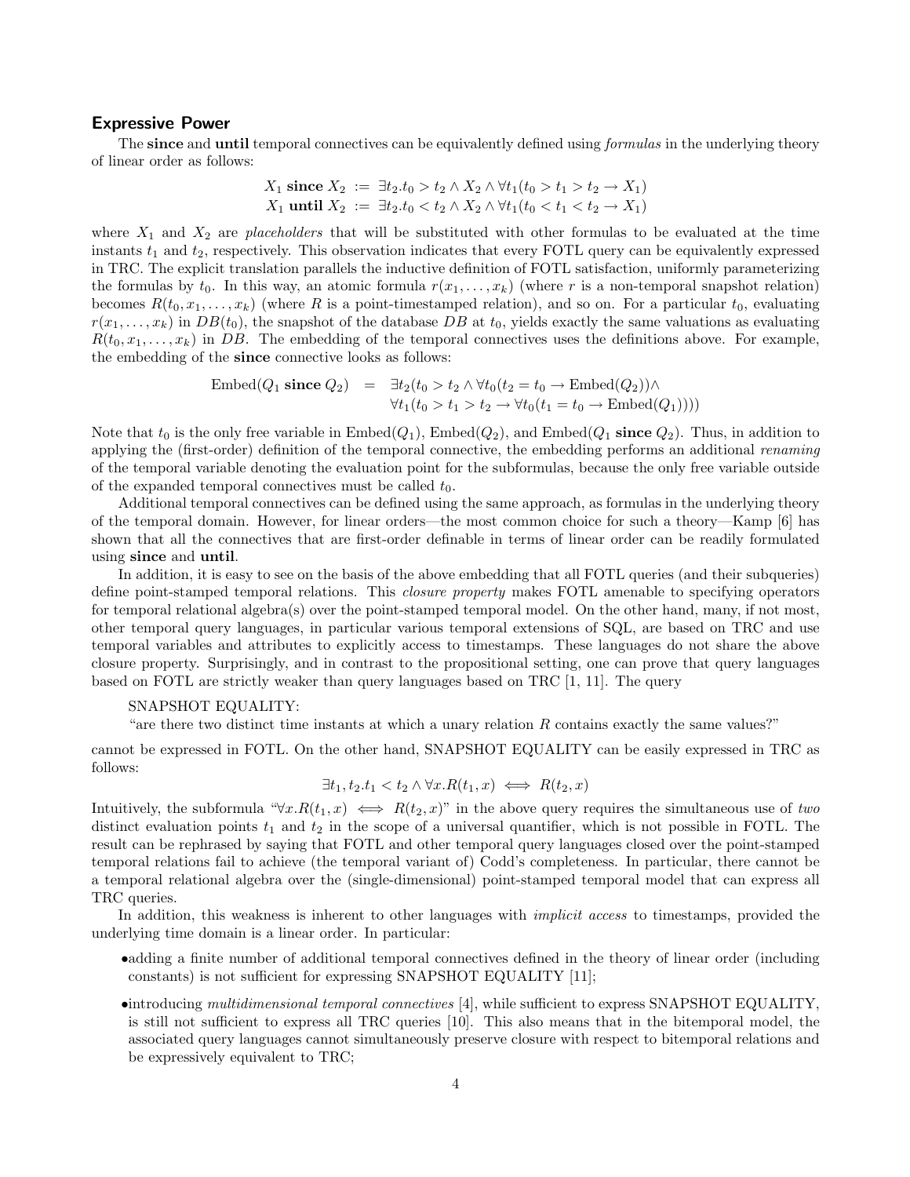## Expressive Power

The **since** and **until** temporal connectives can be equivalently defined using *formulas* in the underlying theory of linear order as follows:

$$X_1 \textbf{ since } X_2 \;:=\; \exists t_2.t_0 > t_2 \wedge X_2 \wedge \forall t_1(t_0 > t_1 > t_2 \rightarrow X_1)$$
$$X_1 \textbf{ until } X_2 \;:=\; \exists t_2.t_0 < t_2 \wedge X_2 \wedge \forall t_1(t_0 < t_1 < t_2 \rightarrow X_1)$$

where $X_1$ and $X_2$ are *placeholders* that will be substituted with other formulas to be evaluated at the time instants $t_1$ and $t_2$, respectively. This observation indicates that every FOTL query can be equivalently expressed in TRC. The explicit translation parallels the inductive definition of FOTL satisfaction, uniformly parameterizing the formulas by $t_0$. In this way, an atomic formula $r(x_1, \ldots, x_k)$ (where $r$ is a non-temporal snapshot relation) becomes $R(t_0, x_1, \ldots, x_k)$ (where $R$ is a point-timestamped relation), and so on. For a particular $t_0$, evaluating $r(x_1, \ldots, x_k)$ in $DB(t_0)$, the snapshot of the database $DB$ at $t_0$, yields exactly the same valuations as evaluating $R(t_0, x_1, \ldots, x_k)$ in $DB$. The embedding of the temporal connectives uses the definitions above. For example, the embedding of the **since** connective looks as follows:

$$\begin{aligned}\text{Embed}(Q_1 \textbf{ since } Q_2) \;=\; & \exists t_2(t_0 > t_2 \wedge \forall t_0(t_2 = t_0 \rightarrow \text{Embed}(Q_2)) \wedge \\ & \forall t_1(t_0 > t_1 > t_2 \rightarrow \forall t_0(t_1 = t_0 \rightarrow \text{Embed}(Q_1))))\end{aligned}$$

Note that $t_0$ is the only free variable in $\text{Embed}(Q_1)$, $\text{Embed}(Q_2)$, and $\text{Embed}(Q_1 \textbf{ since } Q_2)$. Thus, in addition to applying the (first-order) definition of the temporal connective, the embedding performs an additional *renaming* of the temporal variable denoting the evaluation point for the subformulas, because the only free variable outside of the expanded temporal connectives must be called $t_0$.

Additional temporal connectives can be defined using the same approach, as formulas in the underlying theory of the temporal domain. However, for linear orders—the most common choice for such a theory—Kamp [6] has shown that all the connectives that are first-order definable in terms of linear order can be readily formulated using **since** and **until**.

In addition, it is easy to see on the basis of the above embedding that all FOTL queries (and their subqueries) define point-stamped temporal relations. This *closure property* makes FOTL amenable to specifying operators for temporal relational algebra(s) over the point-stamped temporal model. On the other hand, many, if not most, other temporal query languages, in particular various temporal extensions of SQL, are based on TRC and use temporal variables and attributes to explicitly access to timestamps. These languages do not share the above closure property. Surprisingly, and in contrast to the propositional setting, one can prove that query languages based on FOTL are strictly weaker than query languages based on TRC [1, 11]. The query

SNAPSHOT EQUALITY:
"are there two distinct time instants at which a unary relation $R$ contains exactly the same values?"

cannot be expressed in FOTL. On the other hand, SNAPSHOT EQUALITY can be easily expressed in TRC as follows:

$$\exists t_1, t_2.t_1 < t_2 \wedge \forall x.R(t_1, x) \iff R(t_2, x)$$

Intuitively, the subformula "$\forall x.R(t_1, x) \iff R(t_2, x)$" in the above query requires the simultaneous use of *two* distinct evaluation points $t_1$ and $t_2$ in the scope of a universal quantifier, which is not possible in FOTL. The result can be rephrased by saying that FOTL and other temporal query languages closed over the point-stamped temporal relations fail to achieve (the temporal variant of) Codd's completeness. In particular, there cannot be a temporal relational algebra over the (single-dimensional) point-stamped temporal model that can express all TRC queries.

In addition, this weakness is inherent to other languages with *implicit access* to timestamps, provided the underlying time domain is a linear order. In particular:

- adding a finite number of additional temporal connectives defined in the theory of linear order (including constants) is not sufficient for expressing SNAPSHOT EQUALITY [11];
- introducing *multidimensional temporal connectives* [4], while sufficient to express SNAPSHOT EQUALITY, is still not sufficient to express all TRC queries [10]. This also means that in the bitemporal model, the associated query languages cannot simultaneously preserve closure with respect to bitemporal relations and be expressively equivalent to TRC;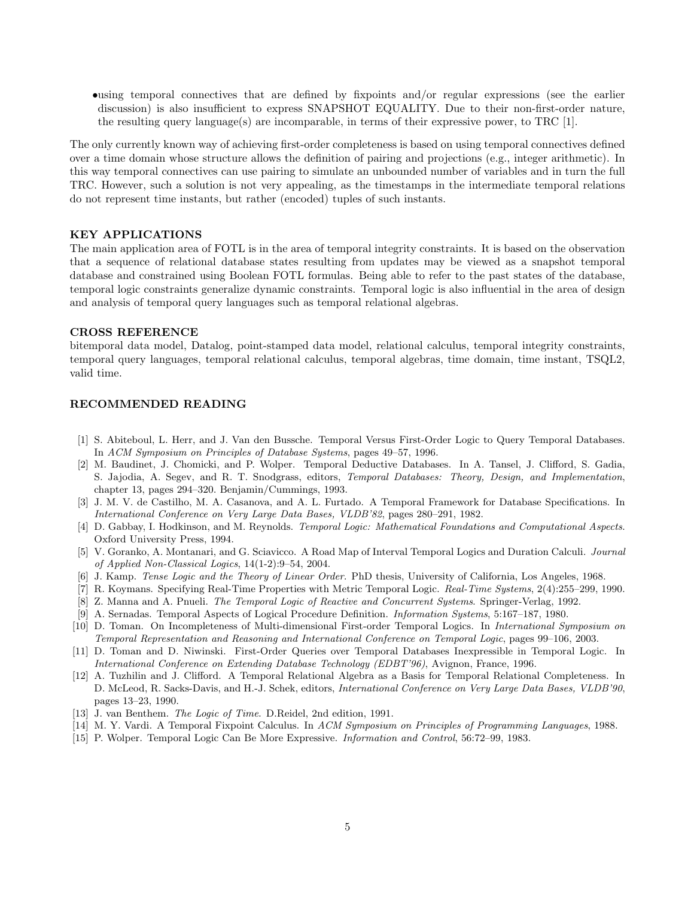- using temporal connectives that are defined by fixpoints and/or regular expressions (see the earlier discussion) is also insufficient to express SNAPSHOT EQUALITY. Due to their non-first-order nature, the resulting query language(s) are incomparable, in terms of their expressive power, to TRC [1].

The only currently known way of achieving first-order completeness is based on using temporal connectives defined over a time domain whose structure allows the definition of pairing and projections (e.g., integer arithmetic). In this way temporal connectives can use pairing to simulate an unbounded number of variables and in turn the full TRC. However, such a solution is not very appealing, as the timestamps in the intermediate temporal relations do not represent time instants, but rather (encoded) tuples of such instants.

## KEY APPLICATIONS

The main application area of FOTL is in the area of temporal integrity constraints. It is based on the observation that a sequence of relational database states resulting from updates may be viewed as a snapshot temporal database and constrained using Boolean FOTL formulas. Being able to refer to the past states of the database, temporal logic constraints generalize dynamic constraints. Temporal logic is also influential in the area of design and analysis of temporal query languages such as temporal relational algebras.

## CROSS REFERENCE

bitemporal data model, Datalog, point-stamped data model, relational calculus, temporal integrity constraints, temporal query languages, temporal relational calculus, temporal algebras, time domain, time instant, TSQL2, valid time.

## RECOMMENDED READING

[1] S. Abiteboul, L. Herr, and J. Van den Bussche. Temporal Versus First-Order Logic to Query Temporal Databases. In *ACM Symposium on Principles of Database Systems*, pages 49–57, 1996.

[2] M. Baudinet, J. Chomicki, and P. Wolper. Temporal Deductive Databases. In A. Tansel, J. Clifford, S. Gadia, S. Jajodia, A. Segev, and R. T. Snodgrass, editors, *Temporal Databases: Theory, Design, and Implementation*, chapter 13, pages 294–320. Benjamin/Cummings, 1993.

[3] J. M. V. de Castilho, M. A. Casanova, and A. L. Furtado. A Temporal Framework for Database Specifications. In *International Conference on Very Large Data Bases, VLDB'82*, pages 280–291, 1982.

[4] D. Gabbay, I. Hodkinson, and M. Reynolds. *Temporal Logic: Mathematical Foundations and Computational Aspects*. Oxford University Press, 1994.

[5] V. Goranko, A. Montanari, and G. Sciavicco. A Road Map of Interval Temporal Logics and Duration Calculi. *Journal of Applied Non-Classical Logics*, 14(1-2):9–54, 2004.

[6] J. Kamp. *Tense Logic and the Theory of Linear Order*. PhD thesis, University of California, Los Angeles, 1968.

[7] R. Koymans. Specifying Real-Time Properties with Metric Temporal Logic. *Real-Time Systems*, 2(4):255–299, 1990.

[8] Z. Manna and A. Pnueli. *The Temporal Logic of Reactive and Concurrent Systems*. Springer-Verlag, 1992.

[9] A. Sernadas. Temporal Aspects of Logical Procedure Definition. *Information Systems*, 5:167–187, 1980.

[10] D. Toman. On Incompleteness of Multi-dimensional First-order Temporal Logics. In *International Symposium on Temporal Representation and Reasoning and International Conference on Temporal Logic*, pages 99–106, 2003.

[11] D. Toman and D. Niwinski. First-Order Queries over Temporal Databases Inexpressible in Temporal Logic. In *International Conference on Extending Database Technology (EDBT'96)*, Avignon, France, 1996.

[12] A. Tuzhilin and J. Clifford. A Temporal Relational Algebra as a Basis for Temporal Relational Completeness. In D. McLeod, R. Sacks-Davis, and H.-J. Schek, editors, *International Conference on Very Large Data Bases, VLDB'90*, pages 13–23, 1990.

[13] J. van Benthem. *The Logic of Time*. D.Reidel, 2nd edition, 1991.

[14] M. Y. Vardi. A Temporal Fixpoint Calculus. In *ACM Symposium on Principles of Programming Languages*, 1988.

[15] P. Wolper. Temporal Logic Can Be More Expressive. *Information and Control*, 56:72–99, 1983.